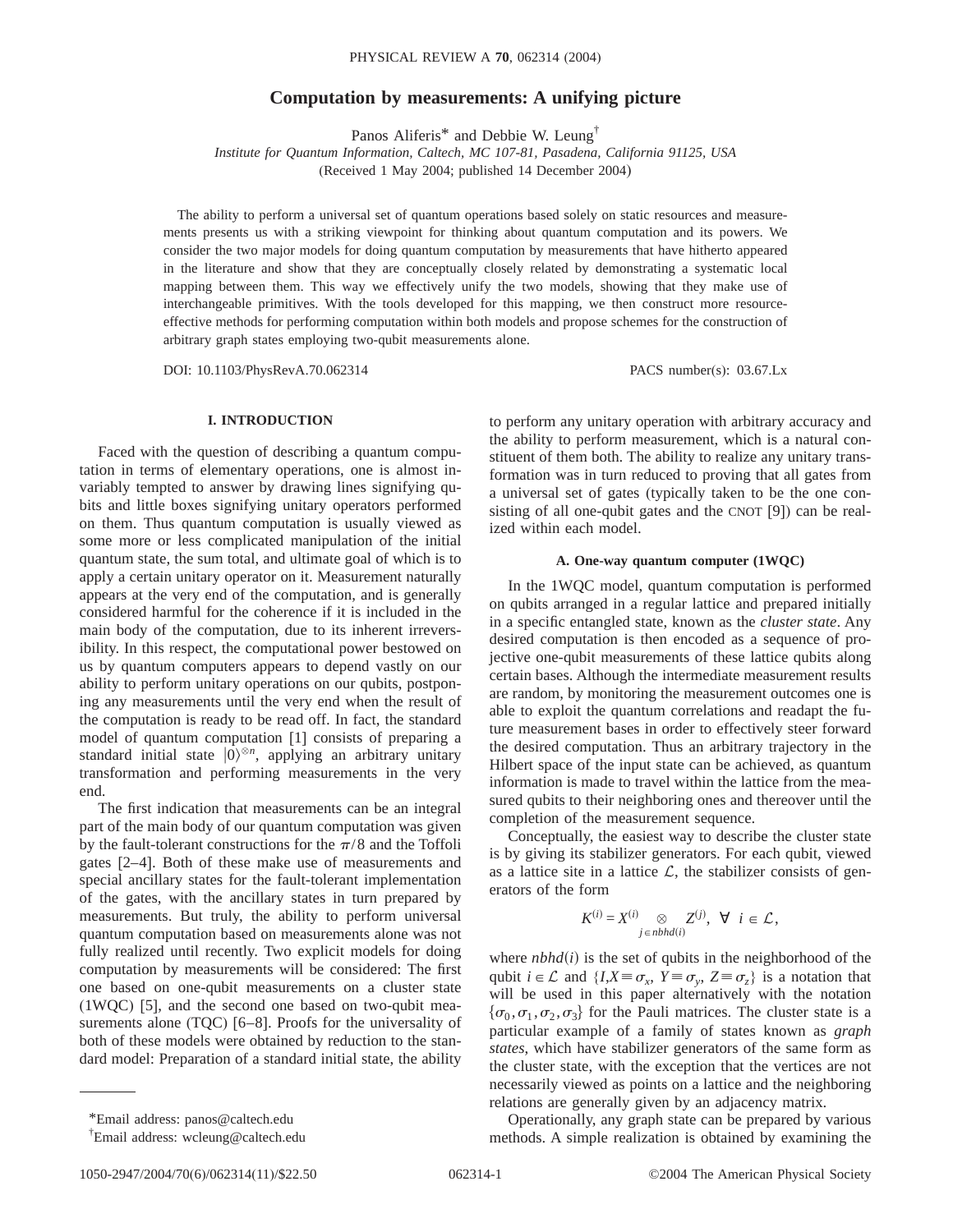# Computation by measurements: A unifying picture

Panos Aliferis* and Debbie W. Leung†

*Institute for Quantum Information, Caltech, MC 107-81, Pasadena, California 91125, USA*

(Received 1 May 2004; published 14 December 2004)

The ability to perform a universal set of quantum operations based solely on static resources and measurements presents us with a striking viewpoint for thinking about quantum computation and its powers. We consider the two major models for doing quantum computation by measurements that have hitherto appeared in the literature and show that they are conceptually closely related by demonstrating a systematic local mapping between them. This way we effectively unify the two models, showing that they make use of interchangeable primitives. With the tools developed for this mapping, we then construct more resource-effective methods for performing computation within both models and propose schemes for the construction of arbitrary graph states employing two-qubit measurements alone.

DOI: 10.1103/PhysRevA.70.062314 PACS number(s): 03.67.Lx

## I. INTRODUCTION

Faced with the question of describing a quantum computation in terms of elementary operations, one is almost invariably tempted to answer by drawing lines signifying qubits and little boxes signifying unitary operators performed on them. Thus quantum computation is usually viewed as some more or less complicated manipulation of the initial quantum state, the sum total, and ultimate goal of which is to apply a certain unitary operator on it. Measurement naturally appears at the very end of the computation, and is generally considered harmful for the coherence if it is included in the main body of the computation, due to its inherent irreversibility. In this respect, the computational power bestowed on us by quantum computers appears to depend vastly on our ability to perform unitary operations on our qubits, postponing any measurements until the very end when the result of the computation is ready to be read off. In fact, the standard model of quantum computation [1] consists of preparing a standard initial state $|0\rangle^{\otimes n}$, applying an arbitrary unitary transformation and performing measurements in the very end.

The first indication that measurements can be an integral part of the main body of our quantum computation was given by the fault-tolerant constructions for the $\pi/8$ and the Toffoli gates [2–4]. Both of these make use of measurements and special ancillary states for the fault-tolerant implementation of the gates, with the ancillary states in turn prepared by measurements. But truly, the ability to perform universal quantum computation based on measurements alone was not fully realized until recently. Two explicit models for doing computation by measurements will be considered: The first one based on one-qubit measurements on a cluster state (1WQC) [5], and the second one based on two-qubit measurements alone (TQC) [6–8]. Proofs for the universality of both of these models were obtained by reduction to the standard model: Preparation of a standard initial state, the ability to perform any unitary operation with arbitrary accuracy and the ability to perform measurement, which is a natural constituent of them both. The ability to realize any unitary transformation was in turn reduced to proving that all gates from a universal set of gates (typically taken to be the one consisting of all one-qubit gates and the CNOT [9]) can be realized within each model.

### A. One-way quantum computer (1WQC)

In the 1WQC model, quantum computation is performed on qubits arranged in a regular lattice and prepared initially in a specific entangled state, known as the *cluster state*. Any desired computation is then encoded as a sequence of projective one-qubit measurements of these lattice qubits along certain bases. Although the intermediate measurement results are random, by monitoring the measurement outcomes one is able to exploit the quantum correlations and readapt the future measurement bases in order to effectively steer forward the desired computation. Thus an arbitrary trajectory in the Hilbert space of the input state can be achieved, as quantum information is made to travel within the lattice from the measured qubits to their neighboring ones and thereover until the completion of the measurement sequence.

Conceptually, the easiest way to describe the cluster state is by giving its stabilizer generators. For each qubit, viewed as a lattice site in a lattice $\mathcal{L}$, the stabilizer consists of generators of the form

$$K^{(i)} = X^{(i)} \bigotimes_{j \in nbhd(i)} Z^{(j)}, \ \forall \ i \in \mathcal{L},$$

where $nbhd(i)$ is the set of qubits in the neighborhood of the qubit $i \in \mathcal{L}$ and $\{I, X \equiv \sigma_x, Y \equiv \sigma_y, Z \equiv \sigma_z\}$ is a notation that will be used in this paper alternatively with the notation $\{\sigma_0, \sigma_1, \sigma_2, \sigma_3\}$ for the Pauli matrices. The cluster state is a particular example of a family of states known as *graph states*, which have stabilizer generators of the same form as the cluster state, with the exception that the vertices are not necessarily viewed as points on a lattice and the neighboring relations are generally given by an adjacency matrix.

Operationally, any graph state can be prepared by various methods. A simple realization is obtained by examining the

*Email address: panos@caltech.edu

†Email address: wcleung@caltech.edu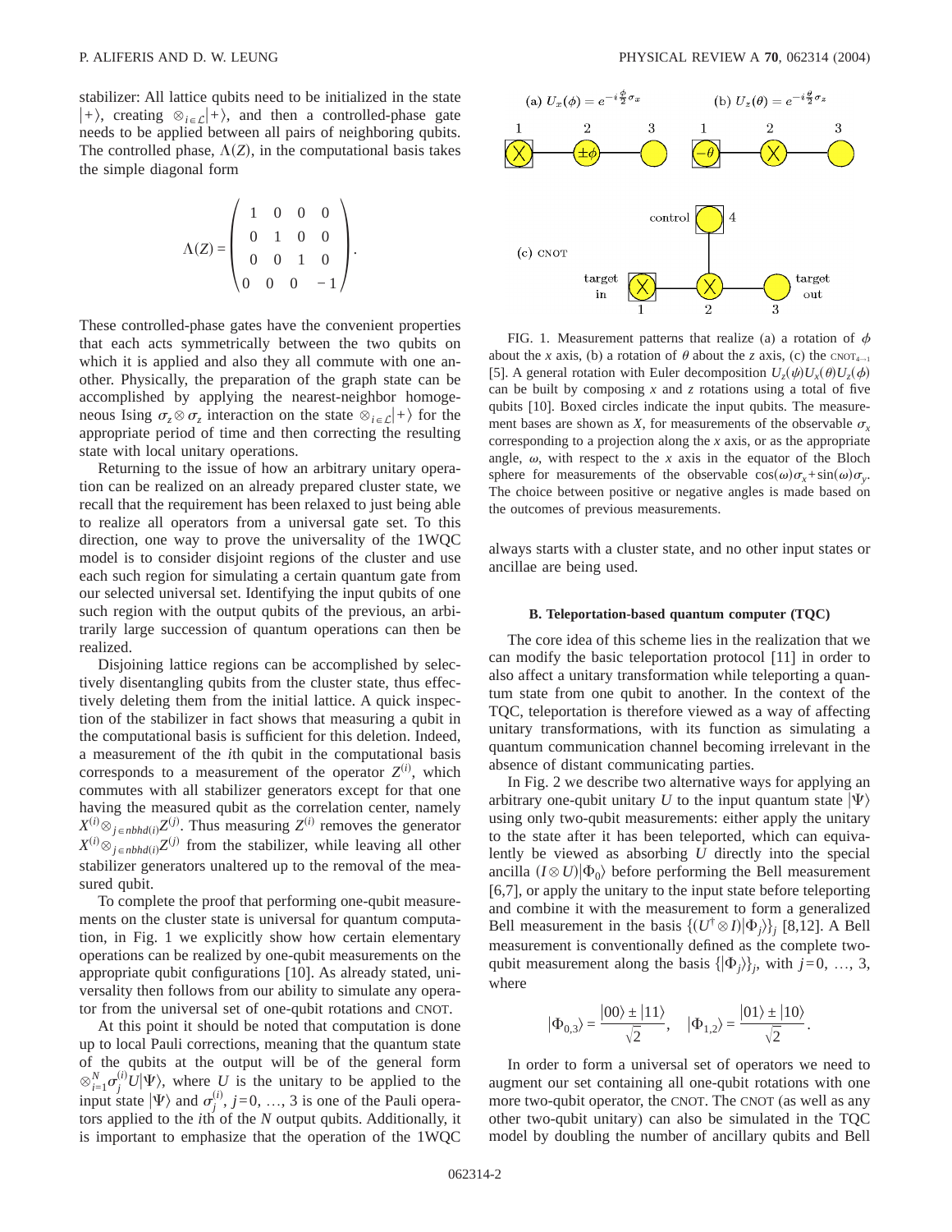stabilizer: All lattice qubits need to be initialized in the state $|+\rangle$, creating $\otimes_{i\in\mathcal{L}}|+\rangle$, and then a controlled-phase gate needs to be applied between all pairs of neighboring qubits. The controlled phase, $\Lambda(Z)$, in the computational basis takes the simple diagonal form

$$\Lambda(Z) = \begin{pmatrix} 1 & 0 & 0 & 0 \\ 0 & 1 & 0 & 0 \\ 0 & 0 & 1 & 0 \\ 0 & 0 & 0 & -1 \end{pmatrix}.$$

These controlled-phase gates have the convenient properties that each acts symmetrically between the two qubits on which it is applied and also they all commute with one another. Physically, the preparation of the graph state can be accomplished by applying the nearest-neighbor homogeneous Ising $\sigma_z \otimes \sigma_z$ interaction on the state $\otimes_{i\in\mathcal{L}}|+\rangle$ for the appropriate period of time and then correcting the resulting state with local unitary operations.

Returning to the issue of how an arbitrary unitary operation can be realized on an already prepared cluster state, we recall that the requirement has been relaxed to just being able to realize all operators from a universal gate set. To this direction, one way to prove the universality of the 1WQC model is to consider disjoint regions of the cluster and use each such region for simulating a certain quantum gate from our selected universal set. Identifying the input qubits of one such region with the output qubits of the previous, an arbitrarily large succession of quantum operations can then be realized.

Disjoining lattice regions can be accomplished by selectively disentangling qubits from the cluster state, thus effectively deleting them from the initial lattice. A quick inspection of the stabilizer in fact shows that measuring a qubit in the computational basis is sufficient for this deletion. Indeed, a measurement of the $i$th qubit in the computational basis corresponds to a measurement of the operator $Z^{(i)}$, which commutes with all stabilizer generators except for that one having the measured qubit as the correlation center, namely $X^{(i)}\otimes_{j\in nbhd(i)}Z^{(j)}$. Thus measuring $Z^{(i)}$ removes the generator $X^{(i)}\otimes_{j\in nbhd(i)}Z^{(j)}$ from the stabilizer, while leaving all other stabilizer generators unaltered up to the removal of the measured qubit.

To complete the proof that performing one-qubit measurements on the cluster state is universal for quantum computation, in Fig. 1 we explicitly show how certain elementary operations can be realized by one-qubit measurements on the appropriate qubit configurations [10]. As already stated, universality then follows from our ability to simulate any operator from the universal set of one-qubit rotations and CNOT.

At this point it should be noted that computation is done up to local Pauli corrections, meaning that the quantum state of the qubits at the output will be of the general form $\otimes_{i=1}^{N}\sigma_j^{(i)}U|\Psi\rangle$, where $U$ is the unitary to be applied to the input state $|\Psi\rangle$ and $\sigma_j^{(i)}$, $j=0,\ldots,3$ is one of the Pauli operators applied to the $i$th of the $N$ output qubits. Additionally, it is important to emphasize that the operation of the 1WQC always starts with a cluster state, and no other input states or ancillae are being used.

FIG. 1. Measurement patterns that realize (a) a rotation of $\phi$ about the $x$ axis, (b) a rotation of $\theta$ about the $z$ axis, (c) the $\text{CNOT}_{4\to 1}$ [5]. A general rotation with Euler decomposition $U_z(\psi)U_x(\theta)U_z(\phi)$ can be built by composing $x$ and $z$ rotations using a total of five qubits [10]. Boxed circles indicate the input qubits. The measurement bases are shown as $X$, for measurements of the observable $\sigma_x$ corresponding to a projection along the $x$ axis, or as the appropriate angle, $\omega$, with respect to the $x$ axis in the equator of the Bloch sphere for measurements of the observable $\cos(\omega)\sigma_x + \sin(\omega)\sigma_y$. The choice between positive or negative angles is made based on the outcomes of previous measurements.

### B. Teleportation-based quantum computer (TQC)

The core idea of this scheme lies in the realization that we can modify the basic teleportation protocol [11] in order to also affect a unitary transformation while teleporting a quantum state from one qubit to another. In the context of the TQC, teleportation is therefore viewed as a way of affecting unitary transformations, with its function as simulating a quantum communication channel becoming irrelevant in the absence of distant communicating parties.

In Fig. 2 we describe two alternative ways for applying an arbitrary one-qubit unitary $U$ to the input quantum state $|\Psi\rangle$ using only two-qubit measurements: either apply the unitary to the state after it has been teleported, which can equivalently be viewed as absorbing $U$ directly into the special ancilla $(I\otimes U)|\Phi_0\rangle$ before performing the Bell measurement [6,7], or apply the unitary to the input state before teleporting and combine it with the measurement to form a generalized Bell measurement in the basis $\{(U^\dagger \otimes I)|\Phi_j\rangle\}_j$ [8,12]. A Bell measurement is conventionally defined as the complete two-qubit measurement along the basis $\{|\Phi_j\rangle\}_j$, with $j=0,\ldots,3$, where

$$|\Phi_{0,3}\rangle = \frac{|00\rangle \pm |11\rangle}{\sqrt{2}}, \quad |\Phi_{1,2}\rangle = \frac{|01\rangle \pm |10\rangle}{\sqrt{2}}.$$

In order to form a universal set of operators we need to augment our set containing all one-qubit rotations with one more two-qubit operator, the CNOT. The CNOT (as well as any other two-qubit unitary) can also be simulated in the TQC model by doubling the number of ancillary qubits and Bell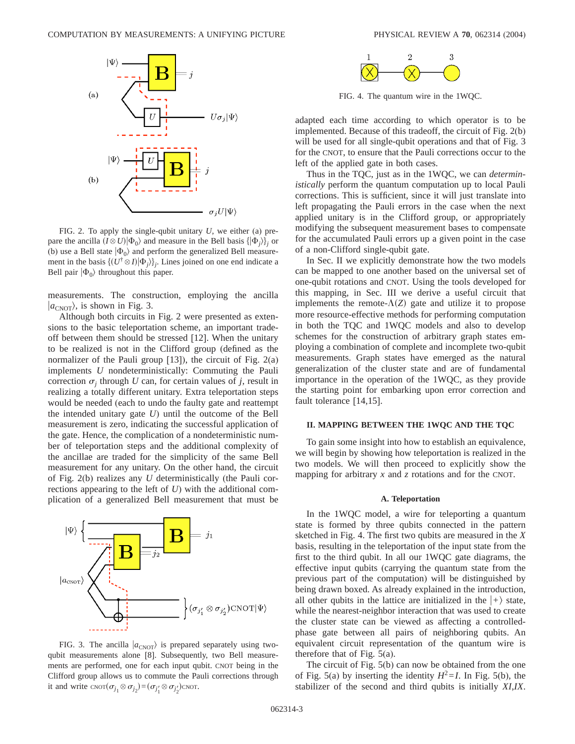FIG. 2. To apply the single-qubit unitary $U$, we either (a) prepare the ancilla $(I\otimes U)|\Phi_0\rangle$ and measure in the Bell basis $\{|\Phi_j\rangle\}_j$ or (b) use a Bell state $|\Phi_0\rangle$ and perform the generalized Bell measurement in the basis $\{(U^\dagger \otimes I)|\Phi_j\rangle\}_j$. Lines joined on one end indicate a Bell pair $|\Phi_0\rangle$ throughout this paper.

measurements. The construction, employing the ancilla $|a_{\text{CNOT}}\rangle$, is shown in Fig. 3.

Although both circuits in Fig. 2 were presented as extensions to the basic teleportation scheme, an important tradeoff between them should be stressed [12]. When the unitary to be realized is not in the Clifford group (defined as the normalizer of the Pauli group [13]), the circuit of Fig. 2(a) implements $U$ nondeterministically: Commuting the Pauli correction $\sigma_j$ through $U$ can, for certain values of $j$, result in realizing a totally different unitary. Extra teleportation steps would be needed (each to undo the faulty gate and reattempt the intended unitary gate $U$) until the outcome of the Bell measurement is zero, indicating the successful application of the gate. Hence, the complication of a nondeterministic number of teleportation steps and the additional complexity of the ancillae are traded for the simplicity of the same Bell measurement for any unitary. On the other hand, the circuit of Fig. 2(b) realizes any $U$ deterministically (the Pauli corrections appearing to the left of $U$) with the additional complication of a generalized Bell measurement that must be adapted each time according to which operator is to be implemented. Because of this tradeoff, the circuit of Fig. 2(b) will be used for all single-qubit operations and that of Fig. 3 for the CNOT, to ensure that the Pauli corrections occur to the left of the applied gate in both cases.

FIG. 3. The ancilla $|a_{\text{CNOT}}\rangle$ is prepared separately using two-qubit measurements alone [8]. Subsequently, two Bell measurements are performed, one for each input qubit. CNOT being in the Clifford group allows us to commute the Pauli corrections through it and write $\text{CNOT}(\sigma_{j_1}\otimes\sigma_{j_2})=(\sigma_{j_1'}\otimes\sigma_{j_2'})\text{CNOT}$.

FIG. 4. The quantum wire in the 1WQC.

Thus in the TQC, just as in the 1WQC, we can *deterministically* perform the quantum computation up to local Pauli corrections. This is sufficient, since it will just translate into left propagating the Pauli errors in the case when the next applied unitary is in the Clifford group, or appropriately modifying the subsequent measurement bases to compensate for the accumulated Pauli errors up a given point in the case of a non-Clifford single-qubit gate.

In Sec. II we explicitly demonstrate how the two models can be mapped to one another based on the universal set of one-qubit rotations and CNOT. Using the tools developed for this mapping, in Sec. III we derive a useful circuit that implements the remote-$\Lambda(Z)$ gate and utilize it to propose more resource-effective methods for performing computation in both the TQC and 1WQC models and also to develop schemes for the construction of arbitrary graph states employing a combination of complete and incomplete two-qubit measurements. Graph states have emerged as the natural generalization of the cluster state and are of fundamental importance in the operation of the 1WQC, as they provide the starting point for embarking upon error correction and fault tolerance [14,15].

## II. MAPPING BETWEEN THE 1WQC AND THE TQC

To gain some insight into how to establish an equivalence, we will begin by showing how teleportation is realized in the two models. We will then proceed to explicitly show the mapping for arbitrary $x$ and $z$ rotations and for the CNOT.

### A. Teleportation

In the 1WQC model, a wire for teleporting a quantum state is formed by three qubits connected in the pattern sketched in Fig. 4. The first two qubits are measured in the $X$ basis, resulting in the teleportation of the input state from the first to the third qubit. In all our 1WQC gate diagrams, the effective input qubits (carrying the quantum state from the previous part of the computation) will be distinguished by being drawn boxed. As already explained in the introduction, all other qubits in the lattice are initialized in the $|+\rangle$ state, while the nearest-neighbor interaction that was used to create the cluster state can be viewed as affecting a controlled-phase gate between all pairs of neighboring qubits. An equivalent circuit representation of the quantum wire is therefore that of Fig. 5(a).

The circuit of Fig. 5(b) can now be obtained from the one of Fig. 5(a) by inserting the identity $H^2=I$. In Fig. 5(b), the stabilizer of the second and third qubits is initially $XI,IX$.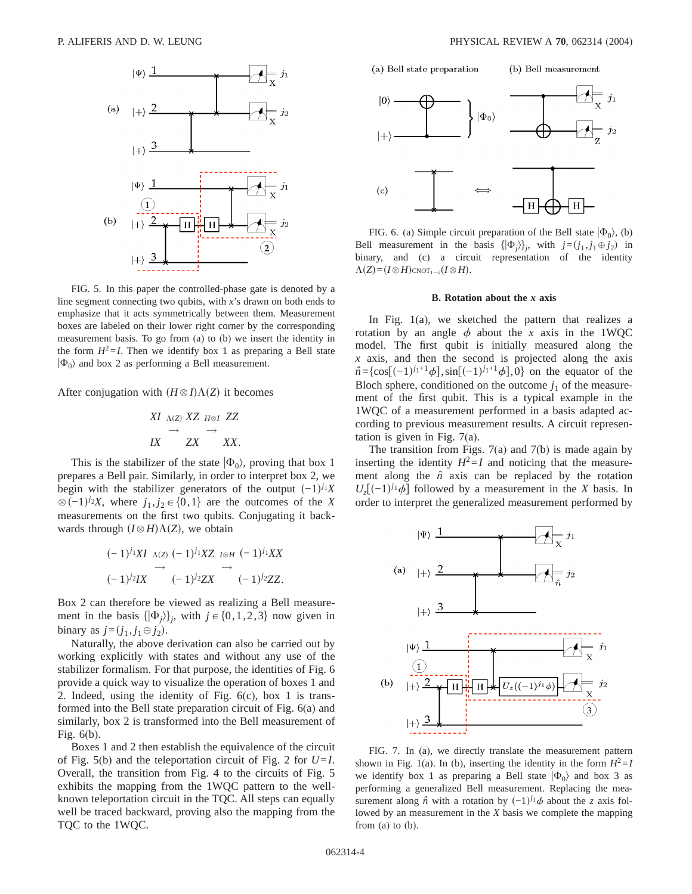FIG. 5. In this paper the controlled-phase gate is denoted by a line segment connecting two qubits, with $x$'s drawn on both ends to emphasize that it acts symmetrically between them. Measurement boxes are labeled on their lower right corner by the corresponding measurement basis. To go from (a) to (b) we insert the identity in the form $H^2=I$. Then we identify box 1 as preparing a Bell state $|\Phi_0\rangle$ and box 2 as performing a Bell measurement.

After conjugation with $(H\otimes I)\Lambda(Z)$ it becomes

$$\begin{array}{ccccc} XI & \overset{\Lambda(Z)}{\rightarrow} & XZ & \overset{H\otimes I}{\rightarrow} & ZZ \\ IX & & ZX & & XX. \end{array}$$

This is the stabilizer of the state $|\Phi_0\rangle$, proving that box 1 prepares a Bell pair. Similarly, in order to interpret box 2, we begin with the stabilizer generators of the output $(-1)^{j_1}X \otimes (-1)^{j_2}X$, where $j_1,j_2 \in \{0,1\}$ are the outcomes of the $X$ measurements on the first two qubits. Conjugating it backwards through $(I\otimes H)\Lambda(Z)$, we obtain

$$\begin{array}{ccccc} (-1)^{j_1}XI & \overset{\Lambda(Z)}{\rightarrow} & (-1)^{j_1}XZ & \overset{I\otimes H}{\rightarrow} & (-1)^{j_1}XX \\ (-1)^{j_2}IX & & (-1)^{j_2}ZX & & (-1)^{j_2}ZZ. \end{array}$$

Box 2 can therefore be viewed as realizing a Bell measurement in the basis $\{|\Phi_j\rangle\}_j$, with $j\in\{0,1,2,3\}$ now given in binary as $j=(j_1,j_1\oplus j_2)$.

Naturally, the above derivation can also be carried out by working explicitly with states and without any use of the stabilizer formalism. For that purpose, the identities of Fig. 6 provide a quick way to visualize the operation of boxes 1 and 2. Indeed, using the identity of Fig. 6(c), box 1 is transformed into the Bell state preparation circuit of Fig. 6(a) and similarly, box 2 is transformed into the Bell measurement of Fig. 6(b).

Boxes 1 and 2 then establish the equivalence of the circuit of Fig. 5(b) and the teleportation circuit of Fig. 2 for $U=I$. Overall, the transition from Fig. 4 to the circuits of Fig. 5 exhibits the mapping from the 1WQC pattern to the well-known teleportation circuit in the TQC. All steps can equally well be traced backward, proving also the mapping from the TQC to the 1WQC.

FIG. 6. (a) Simple circuit preparation of the Bell state $|\Phi_0\rangle$, (b) Bell measurement in the basis $\{|\Phi_j\rangle\}_j$, with $j=(j_1,j_1\oplus j_2)$ in binary, and (c) a circuit representation of the identity $\Lambda(Z)=(I\otimes H)\text{CNOT}_{1\rightarrow 2}(I\otimes H)$.

### B. Rotation about the $x$ axis

In Fig. 1(a), we sketched the pattern that realizes a rotation by an angle $\phi$ about the $x$ axis in the 1WQC model. The first qubit is initially measured along the $x$ axis, and then the second is projected along the axis $\hat{n}=\{\cos[(-1)^{j_1+1}\phi],\sin[(-1)^{j_1+1}\phi],0\}$ on the equator of the Bloch sphere, conditioned on the outcome $j_1$ of the measurement of the first qubit. This is a typical example in the 1WQC of a measurement performed in a basis adapted according to previous measurement results. A circuit representation is given in Fig. 7(a).

The transition from Figs. 7(a) and 7(b) is made again by inserting the identity $H^2=I$ and noticing that the measurement along the $\hat{n}$ axis can be replaced by the rotation $U_z[(-1)^{j_1}\phi]$ followed by a measurement in the $X$ basis. In order to interpret the generalized measurement performed by

FIG. 7. In (a), we directly translate the measurement pattern shown in Fig. 1(a). In (b), inserting the identity in the form $H^2=I$ we identify box 1 as preparing a Bell state $|\Phi_0\rangle$ and box 3 as performing a generalized Bell measurement. Replacing the measurement along $\hat{n}$ with a rotation by $(-1)^{j_1}\phi$ about the $z$ axis followed by an measurement in the $X$ basis we complete the mapping from (a) to (b).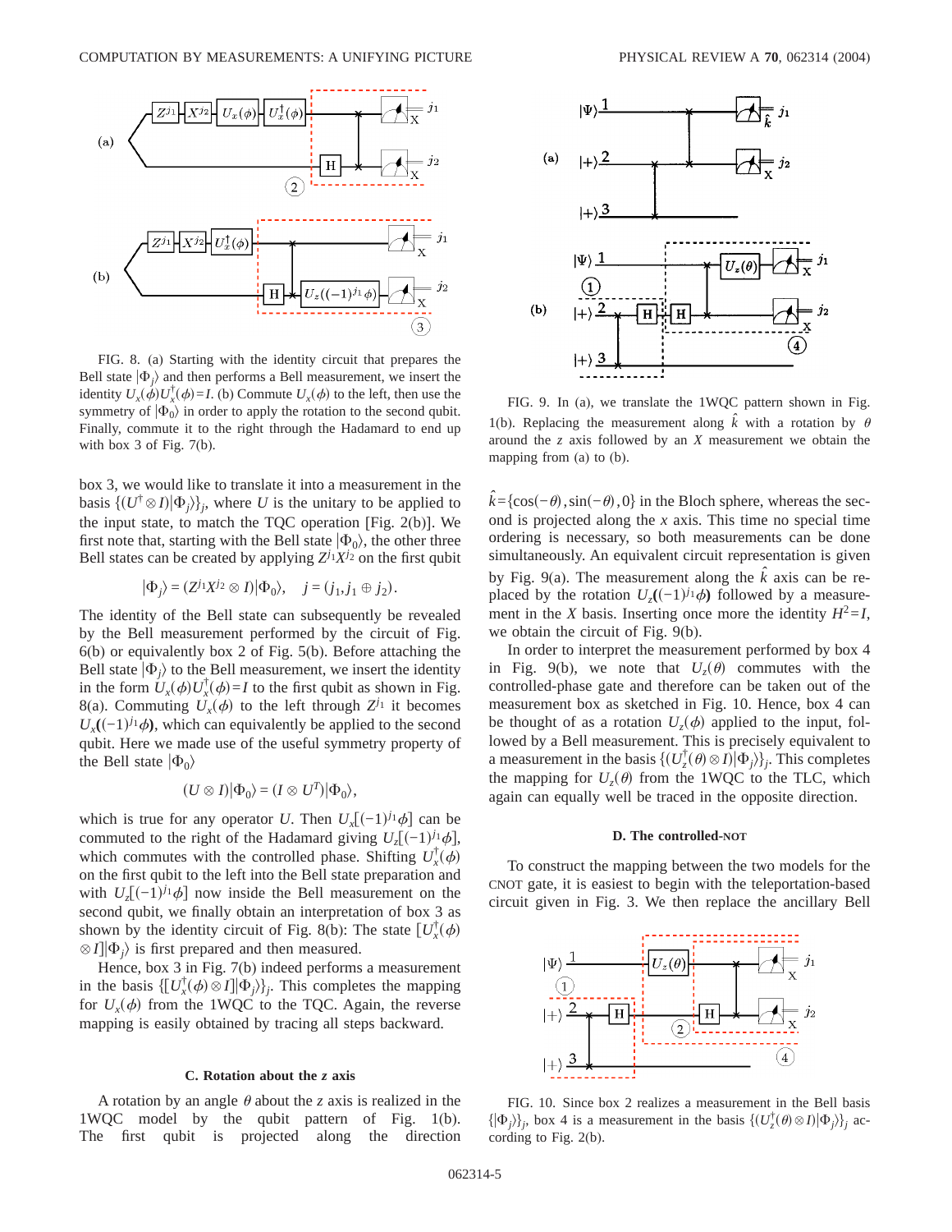FIG. 8. (a) Starting with the identity circuit that prepares the Bell state $|\Phi_j\rangle$ and then performs a Bell measurement, we insert the identity $U_x(\phi)U_x^\dagger(\phi)=I$. (b) Commute $U_x(\phi)$ to the left, then use the symmetry of $|\Phi_0\rangle$ in order to apply the rotation to the second qubit. Finally, commute it to the right through the Hadamard to end up with box 3 of Fig. 7(b).

box 3, we would like to translate it into a measurement in the basis $\{(U^\dagger \otimes I)|\Phi_j\rangle\}_j$, where $U$ is the unitary to be applied to the input state, to match the TQC operation [Fig. 2(b)]. We first note that, starting with the Bell state $|\Phi_0\rangle$, the other three Bell states can be created by applying $Z^{j_1}X^{j_2}$ on the first qubit

$$|\Phi_j\rangle = (Z^{j_1}X^{j_2} \otimes I)|\Phi_0\rangle, \quad j=(j_1, j_1 \oplus j_2).$$

The identity of the Bell state can subsequently be revealed by the Bell measurement performed by the circuit of Fig. 6(b) or equivalently box 2 of Fig. 5(b). Before attaching the Bell state $|\Phi_j\rangle$ to the Bell measurement, we insert the identity in the form $U_x(\phi)U_x^\dagger(\phi)=I$ to the first qubit as shown in Fig. 8(a). Commuting $U_x(\phi)$ to the left through $Z^{j_1}$ it becomes $U_x((-1)^{j_1}\phi)$, which can equivalently be applied to the second qubit. Here we made use of the useful symmetry property of the Bell state $|\Phi_0\rangle$

$$(U \otimes I)|\Phi_0\rangle = (I \otimes U^T)|\Phi_0\rangle,$$

which is true for any operator $U$. Then $U_x[(-1)^{j_1}\phi]$ can be commuted to the right of the Hadamard giving $U_z[(-1)^{j_1}\phi]$, which commutes with the controlled phase. Shifting $U_x^\dagger(\phi)$ on the first qubit to the left into the Bell state preparation and with $U_z[(-1)^{j_1}\phi]$ now inside the Bell measurement on the second qubit, we finally obtain an interpretation of box 3 as shown by the identity circuit of Fig. 8(b): The state $[U_x^\dagger(\phi) \otimes I]|\Phi_j\rangle$ is first prepared and then measured.

Hence, box 3 in Fig. 7(b) indeed performs a measurement in the basis $\{[U_x^\dagger(\phi)\otimes I]|\Phi_j\rangle\}_j$. This completes the mapping for $U_x(\phi)$ from the 1WQC to the TQC. Again, the reverse mapping is easily obtained by tracing all steps backward.

### C. Rotation about the z axis

A rotation by an angle $\theta$ about the $z$ axis is realized in the 1WQC model by the qubit pattern of Fig. 1(b). The first qubit is projected along the direction $\hat{k}=\{\cos(-\theta), \sin(-\theta), 0\}$ in the Bloch sphere, whereas the second is projected along the $x$ axis. This time no special time ordering is necessary, so both measurements can be done simultaneously. An equivalent circuit representation is given by Fig. 9(a). The measurement along the $\hat{k}$ axis can be replaced by the rotation $U_z((-1)^{j_1}\phi)$ followed by a measurement in the $X$ basis. Inserting once more the identity $H^2=I$, we obtain the circuit of Fig. 9(b).

FIG. 9. In (a), we translate the 1WQC pattern shown in Fig. 1(b). Replacing the measurement along $\hat{k}$ with a rotation by $\theta$ around the $z$ axis followed by an $X$ measurement we obtain the mapping from (a) to (b).

In order to interpret the measurement performed by box 4 in Fig. 9(b), we note that $U_z(\theta)$ commutes with the controlled-phase gate and therefore can be taken out of the measurement box as sketched in Fig. 10. Hence, box 4 can be thought of as a rotation $U_z(\phi)$ applied to the input, followed by a Bell measurement. This is precisely equivalent to a measurement in the basis $\{(U_z^\dagger(\theta)\otimes I)|\Phi_j\rangle\}_j$. This completes the mapping for $U_z(\theta)$ from the 1WQC to the TLC, which again can equally well be traced in the opposite direction.

### D. The controlled-NOT

To construct the mapping between the two models for the CNOT gate, it is easiest to begin with the teleportation-based circuit given in Fig. 3. We then replace the ancillary Bell

FIG. 10. Since box 2 realizes a measurement in the Bell basis $\{|\Phi_j\rangle\}_j$, box 4 is a measurement in the basis $\{(U_z^\dagger(\theta)\otimes I)|\Phi_j\rangle\}_j$ according to Fig. 2(b).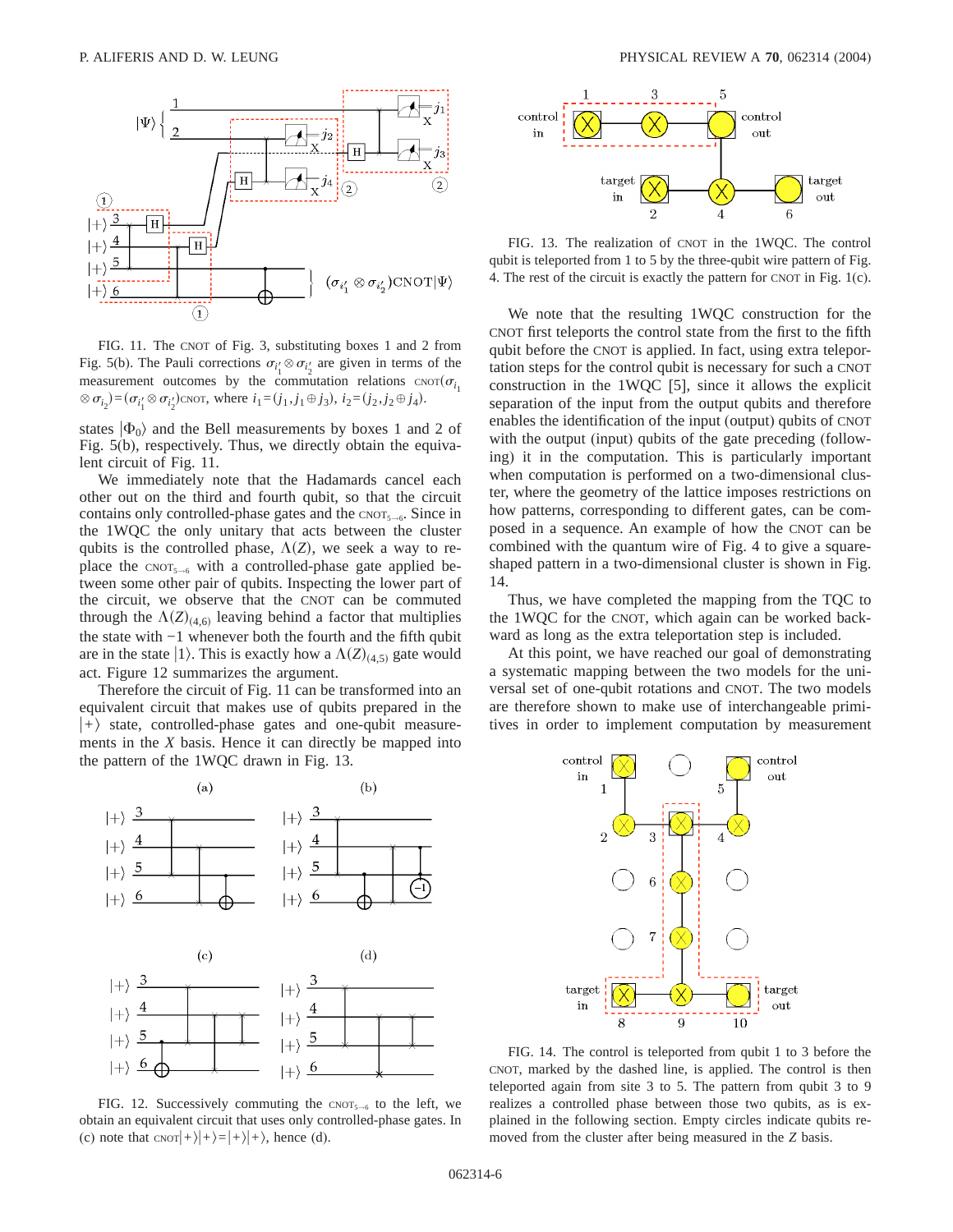FIG. 11. The CNOT of Fig. 3, substituting boxes 1 and 2 from Fig. 5(b). The Pauli corrections $\sigma_{i_1'} \otimes \sigma_{i_2'}$ are given in terms of the measurement outcomes by the commutation relations $\text{CNOT}(\sigma_{i_1} \otimes \sigma_{i_2}) = (\sigma_{i_1'} \otimes \sigma_{i_2'})\text{CNOT}$, where $i_1 = (j_1, j_1 \oplus j_3)$, $i_2 = (j_2, j_2 \oplus j_4)$.

states $|\Phi_0\rangle$ and the Bell measurements by boxes 1 and 2 of Fig. 5(b), respectively. Thus, we directly obtain the equivalent circuit of Fig. 11.

We immediately note that the Hadamards cancel each other out on the third and fourth qubit, so that the circuit contains only controlled-phase gates and the $\text{CNOT}_{5\to 6}$. Since in the 1WQC the only unitary that acts between the cluster qubits is the controlled phase, $\Lambda(Z)$, we seek a way to replace the $\text{CNOT}_{5\to 6}$ with a controlled-phase gate applied between some other pair of qubits. Inspecting the lower part of the circuit, we observe that the CNOT can be commuted through the $\Lambda(Z)_{(4,6)}$ leaving behind a factor that multiplies the state with $-1$ whenever both the fourth and the fifth qubit are in the state $|1\rangle$. This is exactly how a $\Lambda(Z)_{(4,5)}$ gate would act. Figure 12 summarizes the argument.

Therefore the circuit of Fig. 11 can be transformed into an equivalent circuit that makes use of qubits prepared in the $|+\rangle$ state, controlled-phase gates and one-qubit measurements in the $X$ basis. Hence it can directly be mapped into the pattern of the 1WQC drawn in Fig. 13.

FIG. 12. Successively commuting the $\text{CNOT}_{5\to 6}$ to the left, we obtain an equivalent circuit that uses only controlled-phase gates. In (c) note that $\text{CNOT}|+\rangle|+\rangle = |+\rangle|+\rangle$, hence (d).

FIG. 13. The realization of CNOT in the 1WQC. The control qubit is teleported from 1 to 5 by the three-qubit wire pattern of Fig. 4. The rest of the circuit is exactly the pattern for CNOT in Fig. 1(c).

We note that the resulting 1WQC construction for the CNOT first teleports the control state from the first to the fifth qubit before the CNOT is applied. In fact, using extra teleportation steps for the control qubit is necessary for such a CNOT construction in the 1WQC [5], since it allows the explicit separation of the input from the output qubits and therefore enables the identification of the input (output) qubits of CNOT with the output (input) qubits of the gate preceding (following) it in the computation. This is particularly important when computation is performed on a two-dimensional cluster, where the geometry of the lattice imposes restrictions on how patterns, corresponding to different gates, can be composed in a sequence. An example of how the CNOT can be combined with the quantum wire of Fig. 4 to give a square-shaped pattern in a two-dimensional cluster is shown in Fig. 14.

Thus, we have completed the mapping from the TQC to the 1WQC for the CNOT, which again can be worked backward as long as the extra teleportation step is included.

At this point, we have reached our goal of demonstrating a systematic mapping between the two models for the universal set of one-qubit rotations and CNOT. The two models are therefore shown to make use of interchangeable primitives in order to implement computation by measurement

FIG. 14. The control is teleported from qubit 1 to 3 before the CNOT, marked by the dashed line, is applied. The control is then teleported again from site 3 to 5. The pattern from qubit 3 to 9 realizes a controlled phase between those two qubits, as is explained in the following section. Empty circles indicate qubits removed from the cluster after being measured in the $Z$ basis.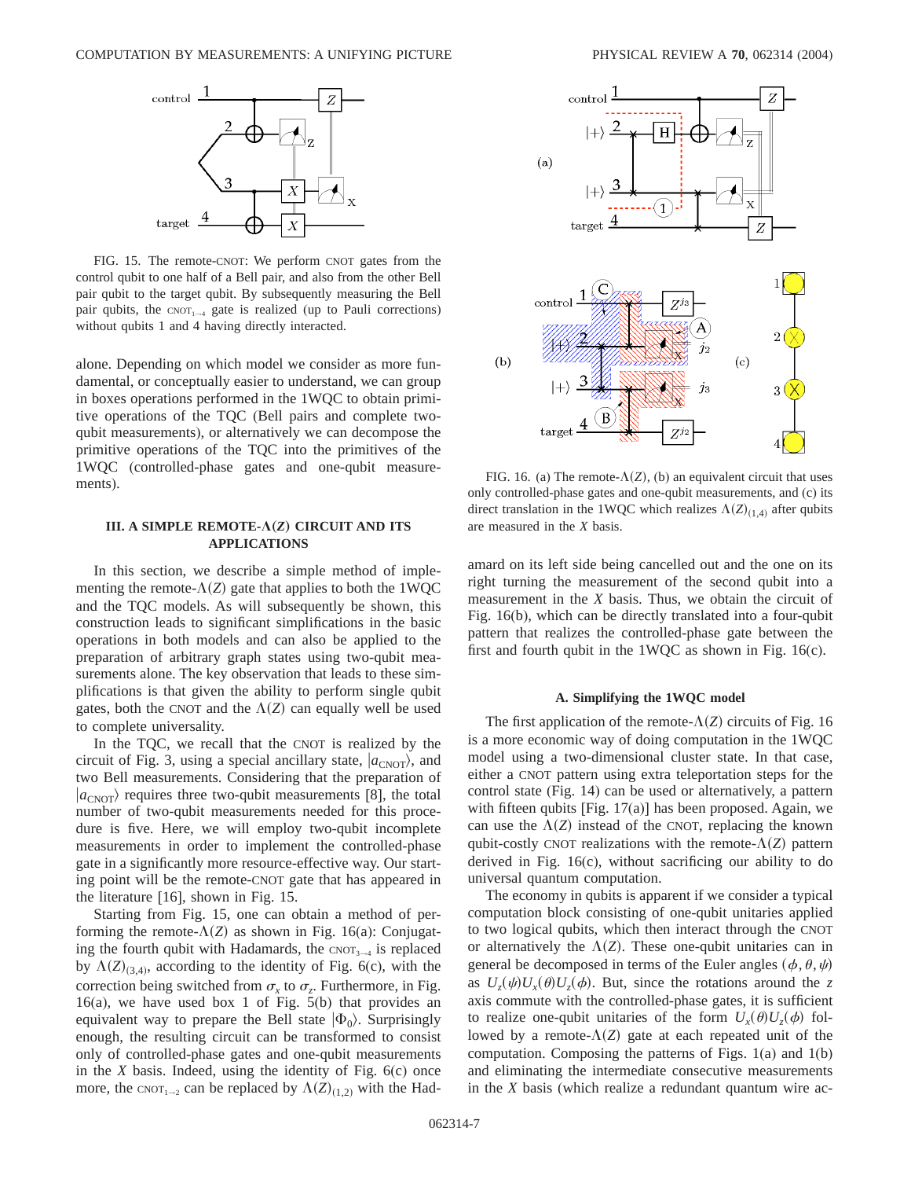FIG. 15. The remote-CNOT: We perform CNOT gates from the control qubit to one half of a Bell pair, and also from the other Bell pair qubit to the target qubit. By subsequently measuring the Bell pair qubits, the $\text{CNOT}_{1\to 4}$ gate is realized (up to Pauli corrections) without qubits 1 and 4 having directly interacted.

alone. Depending on which model we consider as more fundamental, or conceptually easier to understand, we can group in boxes operations performed in the 1WQC to obtain primitive operations of the TQC (Bell pairs and complete two-qubit measurements), or alternatively we can decompose the primitive operations of the TQC into the primitives of the 1WQC (controlled-phase gates and one-qubit measurements).

### III. A SIMPLE REMOTE-$\Lambda(Z)$ CIRCUIT AND ITS APPLICATIONS

In this section, we describe a simple method of implementing the remote-$\Lambda(Z)$ gate that applies to both the 1WQC and the TQC models. As will subsequently be shown, this construction leads to significant simplifications in the basic operations in both models and can also be applied to the preparation of arbitrary graph states using two-qubit measurements alone. The key observation that leads to these simplifications is that given the ability to perform single qubit gates, both the CNOT and the $\Lambda(Z)$ can equally well be used to complete universality.

In the TQC, we recall that the CNOT is realized by the circuit of Fig. 3, using a special ancillary state, $|a_{\text{CNOT}}\rangle$, and two Bell measurements. Considering that the preparation of $|a_{\text{CNOT}}\rangle$ requires three two-qubit measurements [8], the total number of two-qubit measurements needed for this procedure is five. Here, we will employ two-qubit incomplete measurements in order to implement the controlled-phase gate in a significantly more resource-effective way. Our starting point will be the remote-CNOT gate that has appeared in the literature [16], shown in Fig. 15.

Starting from Fig. 15, one can obtain a method of performing the remote-$\Lambda(Z)$ as shown in Fig. 16(a): Conjugating the fourth qubit with Hadamards, the $\text{CNOT}_{3\to 4}$ is replaced by $\Lambda(Z)_{(3,4)}$, according to the identity of Fig. 6(c), with the correction being switched from $\sigma_x$ to $\sigma_z$. Furthermore, in Fig. 16(a), we have used box 1 of Fig. 5(b) that provides an equivalent way to prepare the Bell state $|\Phi_0\rangle$. Surprisingly enough, the resulting circuit can be transformed to consist only of controlled-phase gates and one-qubit measurements in the $X$ basis. Indeed, using the identity of Fig. 6(c) once more, the $\text{CNOT}_{1\to 2}$ can be replaced by $\Lambda(Z)_{(1,2)}$ with the Hadamard on its left side being cancelled out and the one on its right turning the measurement of the second qubit into a measurement in the $X$ basis. Thus, we obtain the circuit of Fig. 16(b), which can be directly translated into a four-qubit pattern that realizes the controlled-phase gate between the first and fourth qubit in the 1WQC as shown in Fig. 16(c).

FIG. 16. (a) The remote-$\Lambda(Z)$, (b) an equivalent circuit that uses only controlled-phase gates and one-qubit measurements, and (c) its direct translation in the 1WQC which realizes $\Lambda(Z)_{(1,4)}$ after qubits are measured in the $X$ basis.

#### A. Simplifying the 1WQC model

The first application of the remote-$\Lambda(Z)$ circuits of Fig. 16 is a more economic way of doing computation in the 1WQC model using a two-dimensional cluster state. In that case, either a CNOT pattern using extra teleportation steps for the control state (Fig. 14) can be used or alternatively, a pattern with fifteen qubits [Fig. 17(a)] has been proposed. Again, we can use the $\Lambda(Z)$ instead of the CNOT, replacing the known qubit-costly CNOT realizations with the remote-$\Lambda(Z)$ pattern derived in Fig. 16(c), without sacrificing our ability to do universal quantum computation.

The economy in qubits is apparent if we consider a typical computation block consisting of one-qubit unitaries applied to two logical qubits, which then interact through the CNOT or alternatively the $\Lambda(Z)$. These one-qubit unitaries can in general be decomposed in terms of the Euler angles $(\phi,\theta,\psi)$ as $U_z(\psi)U_x(\theta)U_z(\phi)$. But, since the rotations around the $z$ axis commute with the controlled-phase gates, it is sufficient to realize one-qubit unitaries of the form $U_x(\theta)U_z(\phi)$ followed by a remote-$\Lambda(Z)$ gate at each repeated unit of the computation. Composing the patterns of Figs. 1(a) and 1(b) and eliminating the intermediate consecutive measurements in the $X$ basis (which realize a redundant quantum wire ac-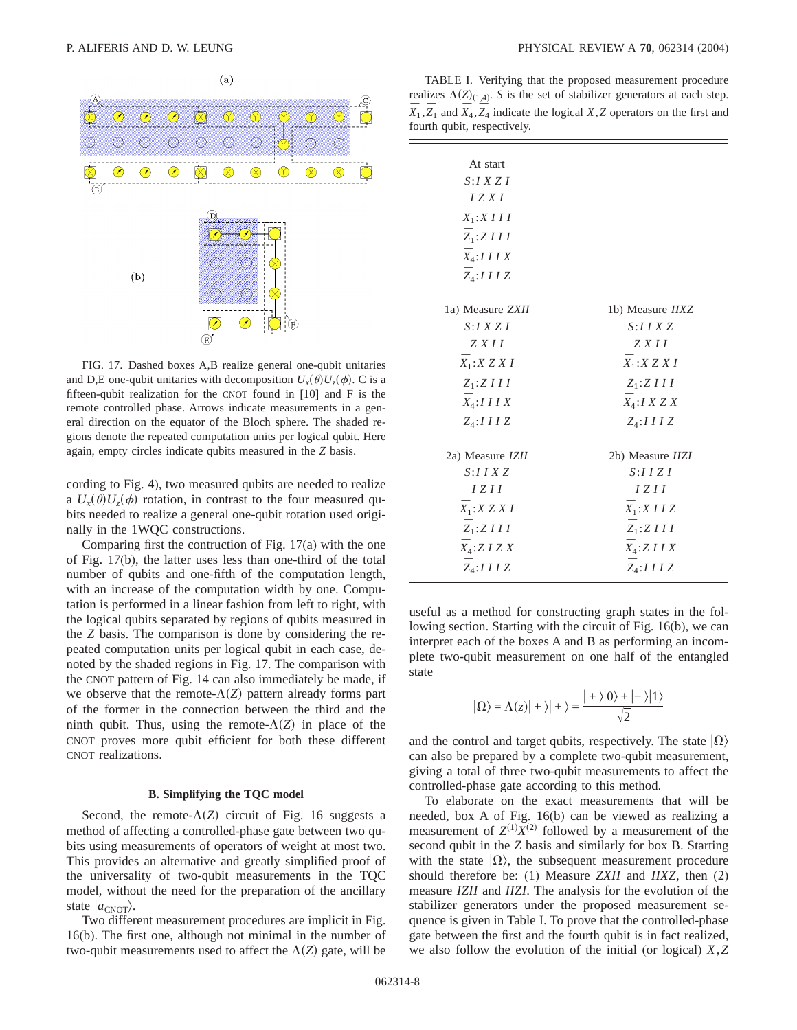FIG. 17. Dashed boxes A,B realize general one-qubit unitaries and D,E one-qubit unitaries with decomposition $U_x(\theta)U_z(\phi)$. C is a fifteen-qubit realization for the CNOT found in [10] and F is the remote controlled phase. Arrows indicate measurements in a general direction on the equator of the Bloch sphere. The shaded regions denote the repeated computation units per logical qubit. Here again, empty circles indicate qubits measured in the $Z$ basis.

cording to Fig. 4), two measured qubits are needed to realize a $U_x(\theta)U_z(\phi)$ rotation, in contrast to the four measured qubits needed to realize a general one-qubit rotation used originally in the 1WQC constructions.

Comparing first the contruction of Fig. 17(a) with the one of Fig. 17(b), the latter uses less than one-third of the total number of qubits and one-fifth of the computation length, with an increase of the computation width by one. Computation is performed in a linear fashion from left to right, with the logical qubits separated by regions of qubits measured in the $Z$ basis. The comparison is done by considering the repeated computation units per logical qubit in each case, denoted by the shaded regions in Fig. 17. The comparison with the CNOT pattern of Fig. 14 can also immediately be made, if we observe that the remote-$\Lambda(Z)$ pattern already forms part of the former in the connection between the third and the ninth qubit. Thus, using the remote-$\Lambda(Z)$ in place of the CNOT proves more qubit efficient for both these different CNOT realizations.

### B. Simplifying the TQC model

Second, the remote-$\Lambda(Z)$ circuit of Fig. 16 suggests a method of affecting a controlled-phase gate between two qubits using measurements of operators of weight at most two. This provides an alternative and greatly simplified proof of the universality of two-qubit measurements in the TQC model, without the need for the preparation of the ancillary state $|a_{\text{CNOT}}\rangle$.

Two different measurement procedures are implicit in Fig. 16(b). The first one, although not minimal in the number of two-qubit measurements used to affect the $\Lambda(Z)$ gate, will be useful as a method for constructing graph states in the following section. Starting with the circuit of Fig. 16(b), we can interpret each of the boxes A and B as performing an incomplete two-qubit measurement on one half of the entangled state

$$|\Omega\rangle = \Lambda(z)|+\rangle|+\rangle = \frac{|+\rangle|0\rangle + |-\rangle|1\rangle}{\sqrt{2}}$$

and the control and target qubits, respectively. The state $|\Omega\rangle$ can also be prepared by a complete two-qubit measurement, giving a total of three two-qubit measurements to affect the controlled-phase gate according to this method.

To elaborate on the exact measurements that will be needed, box A of Fig. 16(b) can be viewed as realizing a measurement of $Z^{(1)}X^{(2)}$ followed by a measurement of the second qubit in the $Z$ basis and similarly for box B. Starting with the state $|\Omega\rangle$, the subsequent measurement procedure should therefore be: (1) Measure *ZXII* and *IIXZ*, then (2) measure *IZII* and *IIZI*. The analysis for the evolution of the stabilizer generators under the proposed measurement sequence is given in Table I. To prove that the controlled-phase gate between the first and the fourth qubit is in fact realized, we also follow the evolution of the initial (or logical) $X,Z$

TABLE I. Verifying that the proposed measurement procedure realizes $\Lambda(Z)_{(1,4)}$. $S$ is the set of stabilizer generators at each step. $\overline{X}_1,\overline{Z}_1$ and $\overline{X}_4,\overline{Z}_4$ indicate the logical $X,Z$ operators on the first and fourth qubit, respectively.

| | |
|---|---|
| At start | |
| $S$: *I X Z I* | |
| *I Z X I* | |
| $\overline{X}_1$: *X I I I* | |
| $\overline{Z}_1$: *Z I I I* | |
| $\overline{X}_4$: *I I I X* | |
| $\overline{Z}_4$: *I I I Z* | |
| 1a) Measure *ZXII* | 1b) Measure *IIXZ* |
| $S$: *I X Z I* | $S$: *I I X Z* |
| *Z X I I* | *Z X I I* |
| $\overline{X}_1$: *X Z X I* | $\overline{X}_1$: *X Z X I* |
| $\overline{Z}_1$: *Z I I I* | $\overline{Z}_1$: *Z I I I* |
| $\overline{X}_4$: *I I I X* | $\overline{X}_4$: *I X Z X* |
| $\overline{Z}_4$: *I I I Z* | $\overline{Z}_4$: *I I I Z* |
| 2a) Measure *IZII* | 2b) Measure *IIZI* |
| $S$: *I I X Z* | $S$: *I I Z I* |
| *I Z I I* | *I Z I I* |
| $\overline{X}_1$: *X Z X I* | $\overline{X}_1$: *X I I Z* |
| $\overline{Z}_1$: *Z I I I* | $\overline{Z}_1$: *Z I I I* |
| $\overline{X}_4$: *Z I Z X* | $\overline{X}_4$: *Z I I X* |
| $\overline{Z}_4$: *I I I Z* | $\overline{Z}_4$: *I I I Z* |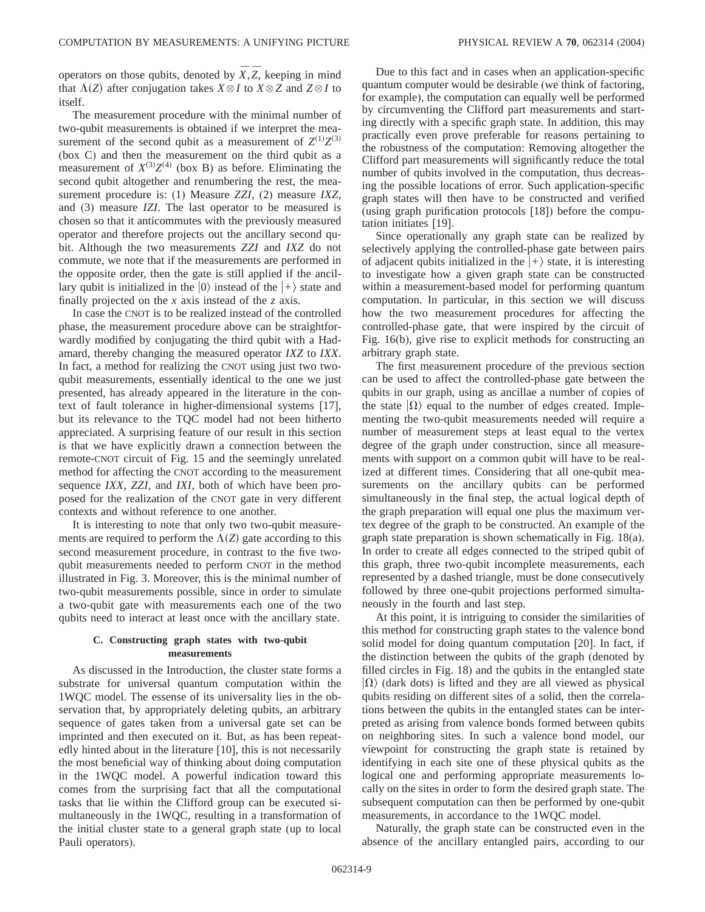operators on those qubits, denoted by $\overline{X}, \overline{Z}$, keeping in mind that $\Lambda(Z)$ after conjugation takes $X \otimes I$ to $X \otimes Z$ and $Z \otimes I$ to itself.

The measurement procedure with the minimal number of two-qubit measurements is obtained if we interpret the measurement of the second qubit as a measurement of $Z^{(1)}Z^{(3)}$ (box C) and then the measurement on the third qubit as a measurement of $X^{(3)}Z^{(4)}$ (box B) as before. Eliminating the second qubit altogether and renumbering the rest, the measurement procedure is: (1) Measure *ZZI*, (2) measure *IXZ*, and (3) measure *IZI*. The last operator to be measured is chosen so that it anticommutes with the previously measured operator and therefore projects out the ancillary second qubit. Although the two measurements *ZZI* and *IXZ* do not commute, we note that if the measurements are performed in the opposite order, then the gate is still applied if the ancillary qubit is initialized in the $|0\rangle$ instead of the $|+\rangle$ state and finally projected on the $x$ axis instead of the $z$ axis.

In case the CNOT is to be realized instead of the controlled phase, the measurement procedure above can be straightforwardly modified by conjugating the third qubit with a Hadamard, thereby changing the measured operator *IXZ* to *IXX*. In fact, a method for realizing the CNOT using just two two-qubit measurements, essentially identical to the one we just presented, has already appeared in the literature in the context of fault tolerance in higher-dimensional systems [17], but its relevance to the TQC model had not been hitherto appreciated. A surprising feature of our result in this section is that we have explicitly drawn a connection between the remote-CNOT circuit of Fig. 15 and the seemingly unrelated method for affecting the CNOT according to the measurement sequence *IXX*, *ZZI*, and *IXI*, both of which have been proposed for the realization of the CNOT gate in very different contexts and without reference to one another.

It is interesting to note that only two two-qubit measurements are required to perform the $\Lambda(Z)$ gate according to this second measurement procedure, in contrast to the five two-qubit measurements needed to perform CNOT in the method illustrated in Fig. 3. Moreover, this is the minimal number of two-qubit measurements possible, since in order to simulate a two-qubit gate with measurements each one of the two qubits need to interact at least once with the ancillary state.

### C. Constructing graph states with two-qubit measurements

As discussed in the Introduction, the cluster state forms a substrate for universal quantum computation within the 1WQC model. The essense of its universality lies in the observation that, by appropriately deleting qubits, an arbitrary sequence of gates taken from a universal gate set can be imprinted and then executed on it. But, as has been repeatedly hinted about in the literature [10], this is not necessarily the most beneficial way of thinking about doing computation in the 1WQC model. A powerful indication toward this comes from the surprising fact that all the computational tasks that lie within the Clifford group can be executed simultaneously in the 1WQC, resulting in a transformation of the initial cluster state to a general graph state (up to local Pauli operators).

Due to this fact and in cases when an application-specific quantum computer would be desirable (we think of factoring, for example), the computation can equally well be performed by circumventing the Clifford part measurements and starting directly with a specific graph state. In addition, this may practically even prove preferable for reasons pertaining to the robustness of the computation: Removing altogether the Clifford part measurements will significantly reduce the total number of qubits involved in the computation, thus decreasing the possible locations of error. Such application-specific graph states will then have to be constructed and verified (using graph purification protocols [18]) before the computation initiates [19].

Since operationally any graph state can be realized by selectively applying the controlled-phase gate between pairs of adjacent qubits initialized in the $|+\rangle$ state, it is interesting to investigate how a given graph state can be constructed within a measurement-based model for performing quantum computation. In particular, in this section we will discuss how the two measurement procedures for affecting the controlled-phase gate, that were inspired by the circuit of Fig. 16(b), give rise to explicit methods for constructing an arbitrary graph state.

The first measurement procedure of the previous section can be used to affect the controlled-phase gate between the qubits in our graph, using as ancillae a number of copies of the state $|\Omega\rangle$ equal to the number of edges created. Implementing the two-qubit measurements needed will require a number of measurement steps at least equal to the vertex degree of the graph under construction, since all measurements with support on a common qubit will have to be realized at different times. Considering that all one-qubit measurements on the ancillary qubits can be performed simultaneously in the final step, the actual logical depth of the graph preparation will equal one plus the maximum vertex degree of the graph to be constructed. An example of the graph state preparation is shown schematically in Fig. 18(a). In order to create all edges connected to the striped qubit of this graph, three two-qubit incomplete measurements, each represented by a dashed triangle, must be done consecutively followed by three one-qubit projections performed simultaneously in the fourth and last step.

At this point, it is intriguing to consider the similarities of this method for constructing graph states to the valence bond solid model for doing quantum computation [20]. In fact, if the distinction between the qubits of the graph (denoted by filled circles in Fig. 18) and the qubits in the entangled state $|\Omega\rangle$ (dark dots) is lifted and they are all viewed as physical qubits residing on different sites of a solid, then the correlations between the qubits in the entangled states can be interpreted as arising from valence bonds formed between qubits on neighboring sites. In such a valence bond model, our viewpoint for constructing the graph state is retained by identifying in each site one of these physical qubits as the logical one and performing appropriate measurements locally on the sites in order to form the desired graph state. The subsequent computation can then be performed by one-qubit measurements, in accordance to the 1WQC model.

Naturally, the graph state can be constructed even in the absence of the ancillary entangled pairs, according to our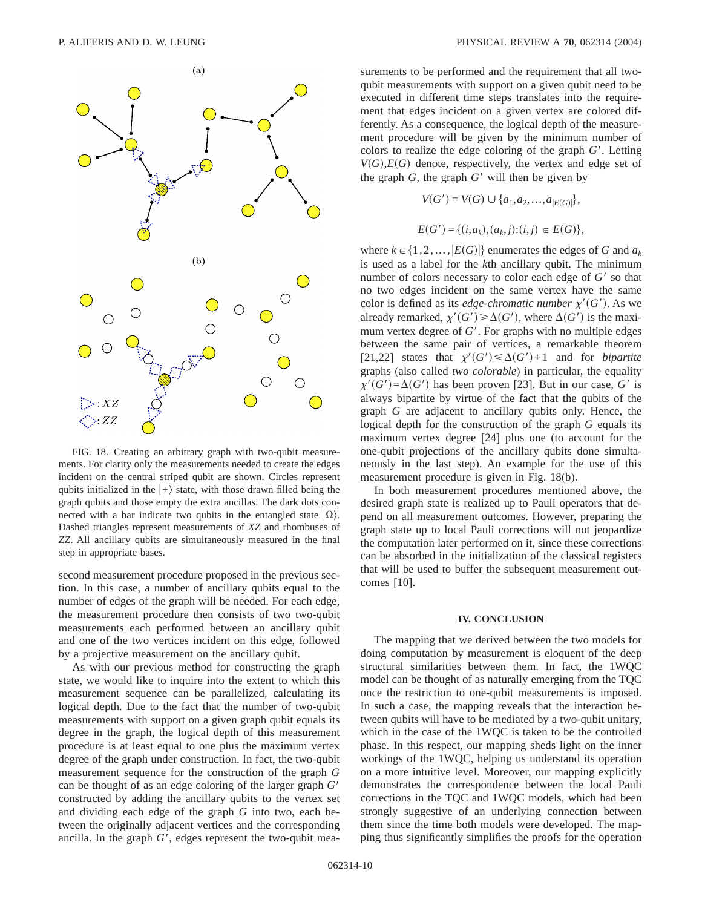(a)

(b)

$\rhd$ : $XZ$

$\diamond$ : $ZZ$

FIG. 18. Creating an arbitrary graph with two-qubit measurements. For clarity only the measurements needed to create the edges incident on the central striped qubit are shown. Circles represent qubits initialized in the $|+\rangle$ state, with those drawn filled being the graph qubits and those empty the extra ancillas. The dark dots connected with a bar indicate two qubits in the entangled state $|\Omega\rangle$. Dashed triangles represent measurements of $XZ$ and rhombuses of $ZZ$. All ancillary qubits are simultaneously measured in the final step in appropriate bases.

second measurement procedure proposed in the previous section. In this case, a number of ancillary qubits equal to the number of edges of the graph will be needed. For each edge, the measurement procedure then consists of two two-qubit measurements each performed between an ancillary qubit and one of the two vertices incident on this edge, followed by a projective measurement on the ancillary qubit.

As with our previous method for constructing the graph state, we would like to inquire into the extent to which this measurement sequence can be parallelized, calculating its logical depth. Due to the fact that the number of two-qubit measurements with support on a given graph qubit equals its degree in the graph, the logical depth of this measurement procedure is at least equal to one plus the maximum vertex degree of the graph under construction. In fact, the two-qubit measurement sequence for the construction of the graph $G$ can be thought of as an edge coloring of the larger graph $G'$ constructed by adding the ancillary qubits to the vertex set and dividing each edge of the graph $G$ into two, each between the originally adjacent vertices and the corresponding ancilla. In the graph $G'$, edges represent the two-qubit measurements to be performed and the requirement that all two-qubit measurements with support on a given qubit need to be executed in different time steps translates into the requirement that edges incident on a given vertex are colored differently. As a consequence, the logical depth of the measurement procedure will be given by the minimum number of colors to realize the edge coloring of the graph $G'$. Letting $V(G),E(G)$ denote, respectively, the vertex and edge set of the graph $G$, the graph $G'$ will then be given by

$$V(G') = V(G) \cup \{a_1, a_2, \ldots, a_{|E(G)|}\},$$

$$E(G') = \{(i,a_k),(a_k,j):(i,j) \in E(G)\},$$

where $k \in \{1,2,\ldots,|E(G)|\}$ enumerates the edges of $G$ and $a_k$ is used as a label for the $k$th ancillary qubit. The minimum number of colors necessary to color each edge of $G'$ so that no two edges incident on the same vertex have the same color is defined as its *edge-chromatic number* $\chi'(G')$. As we already remarked, $\chi'(G') \geq \Delta(G')$, where $\Delta(G')$ is the maximum vertex degree of $G'$. For graphs with no multiple edges between the same pair of vertices, a remarkable theorem [21,22] states that $\chi'(G') \leq \Delta(G')+1$ and for *bipartite* graphs (also called *two colorable*) in particular, the equality $\chi'(G') = \Delta(G')$ has been proven [23]. But in our case, $G'$ is always bipartite by virtue of the fact that the qubits of the graph $G$ are adjacent to ancillary qubits only. Hence, the logical depth for the construction of the graph $G$ equals its maximum vertex degree [24] plus one (to account for the one-qubit projections of the ancillary qubits done simultaneously in the last step). An example for the use of this measurement procedure is given in Fig. 18(b).

In both measurement procedures mentioned above, the desired graph state is realized up to Pauli operators that depend on all measurement outcomes. However, preparing the graph state up to local Pauli corrections will not jeopardize the computation later performed on it, since these corrections can be absorbed in the initialization of the classical registers that will be used to buffer the subsequent measurement outcomes [10].

## IV. CONCLUSION

The mapping that we derived between the two models for doing computation by measurement is eloquent of the deep structural similarities between them. In fact, the 1WQC model can be thought of as naturally emerging from the TQC once the restriction to one-qubit measurements is imposed. In such a case, the mapping reveals that the interaction between qubits will have to be mediated by a two-qubit unitary, which in the case of the 1WQC is taken to be the controlled phase. In this respect, our mapping sheds light on the inner workings of the 1WQC, helping us understand its operation on a more intuitive level. Moreover, our mapping explicitly demonstrates the correspondence between the local Pauli corrections in the TQC and 1WQC models, which had been strongly suggestive of an underlying connection between them since the time both models were developed. The mapping thus significantly simplifies the proofs for the operation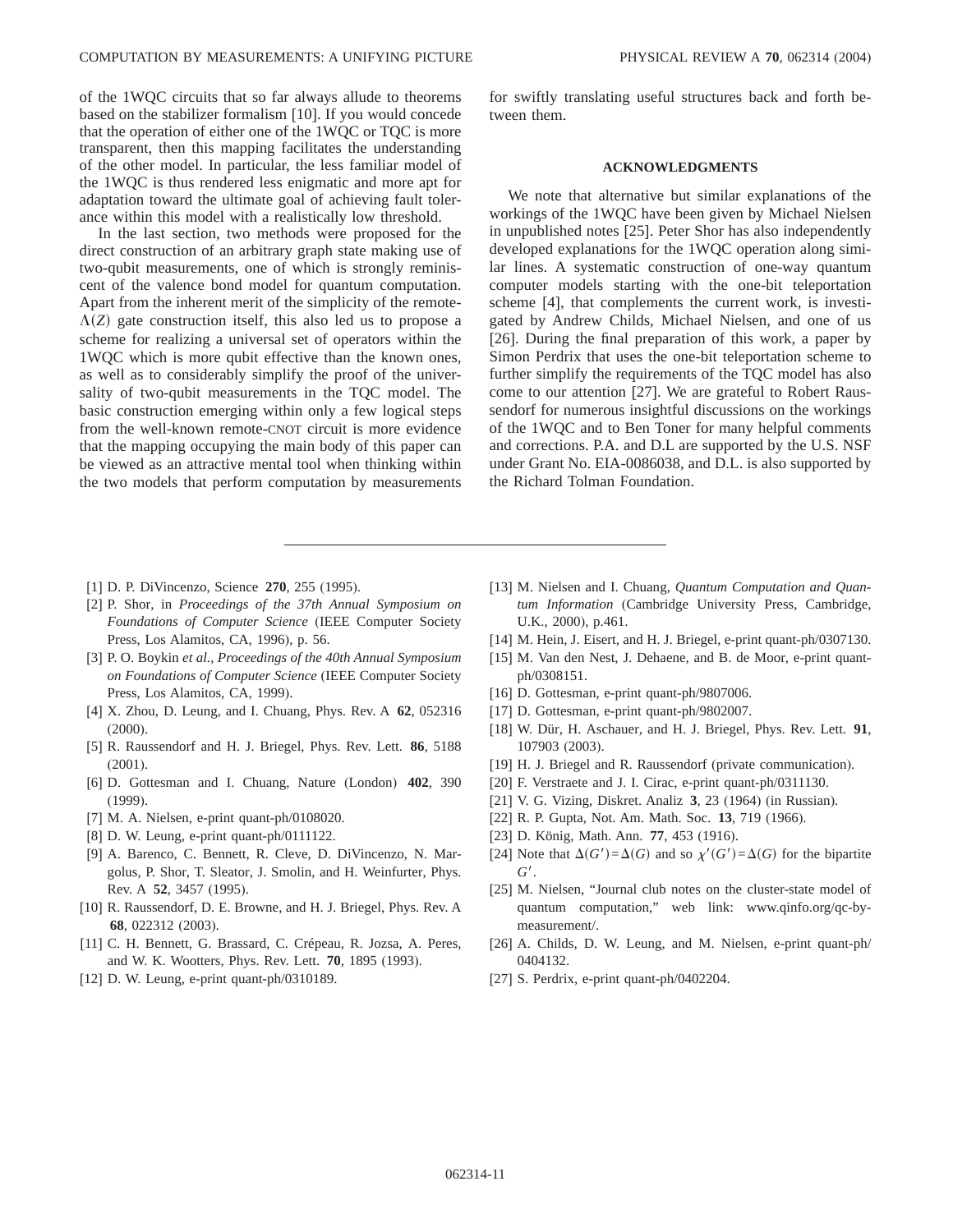of the 1WQC circuits that so far always allude to theorems based on the stabilizer formalism [10]. If you would concede that the operation of either one of the 1WQC or TQC is more transparent, then this mapping facilitates the understanding of the other model. In particular, the less familiar model of the 1WQC is thus rendered less enigmatic and more apt for adaptation toward the ultimate goal of achieving fault tolerance within this model with a realistically low threshold.

In the last section, two methods were proposed for the direct construction of an arbitrary graph state making use of two-qubit measurements, one of which is strongly reminiscent of the valence bond model for quantum computation. Apart from the inherent merit of the simplicity of the remote-$\Lambda(Z)$ gate construction itself, this also led us to propose a scheme for realizing a universal set of operators within the 1WQC which is more qubit effective than the known ones, as well as to considerably simplify the proof of the universality of two-qubit measurements in the TQC model. The basic construction emerging within only a few logical steps from the well-known remote-CNOT circuit is more evidence that the mapping occupying the main body of this paper can be viewed as an attractive mental tool when thinking within the two models that perform computation by measurements for swiftly translating useful structures back and forth between them.

## ACKNOWLEDGMENTS

We note that alternative but similar explanations of the workings of the 1WQC have been given by Michael Nielsen in unpublished notes [25]. Peter Shor has also independently developed explanations for the 1WQC operation along similar lines. A systematic construction of one-way quantum computer models starting with the one-bit teleportation scheme [4], that complements the current work, is investigated by Andrew Childs, Michael Nielsen, and one of us [26]. During the final preparation of this work, a paper by Simon Perdrix that uses the one-bit teleportation scheme to further simplify the requirements of the TQC model has also come to our attention [27]. We are grateful to Robert Raussendorf for numerous insightful discussions on the workings of the 1WQC and to Ben Toner for many helpful comments and corrections. P.A. and D.L are supported by the U.S. NSF under Grant No. EIA-0086038, and D.L. is also supported by the Richard Tolman Foundation.

---

[1] D. P. DiVincenzo, Science **270**, 255 (1995).

[2] P. Shor, in *Proceedings of the 37th Annual Symposium on Foundations of Computer Science* (IEEE Computer Society Press, Los Alamitos, CA, 1996), p. 56.

[3] P. O. Boykin *et al.*, *Proceedings of the 40th Annual Symposium on Foundations of Computer Science* (IEEE Computer Society Press, Los Alamitos, CA, 1999).

[4] X. Zhou, D. Leung, and I. Chuang, Phys. Rev. A **62**, 052316 (2000).

[5] R. Raussendorf and H. J. Briegel, Phys. Rev. Lett. **86**, 5188 (2001).

[6] D. Gottesman and I. Chuang, Nature (London) **402**, 390 (1999).

[7] M. A. Nielsen, e-print quant-ph/0108020.

[8] D. W. Leung, e-print quant-ph/0111122.

[9] A. Barenco, C. Bennett, R. Cleve, D. DiVincenzo, N. Margolus, P. Shor, T. Sleator, J. Smolin, and H. Weinfurter, Phys. Rev. A **52**, 3457 (1995).

[10] R. Raussendorf, D. E. Browne, and H. J. Briegel, Phys. Rev. A **68**, 022312 (2003).

[11] C. H. Bennett, G. Brassard, C. Crépeau, R. Jozsa, A. Peres, and W. K. Wootters, Phys. Rev. Lett. **70**, 1895 (1993).

[12] D. W. Leung, e-print quant-ph/0310189.

[13] M. Nielsen and I. Chuang, *Quantum Computation and Quantum Information* (Cambridge University Press, Cambridge, U.K., 2000), p.461.

[14] M. Hein, J. Eisert, and H. J. Briegel, e-print quant-ph/0307130.

[15] M. Van den Nest, J. Dehaene, and B. de Moor, e-print quant-ph/0308151.

[16] D. Gottesman, e-print quant-ph/9807006.

[17] D. Gottesman, e-print quant-ph/9802007.

[18] W. Dür, H. Aschauer, and H. J. Briegel, Phys. Rev. Lett. **91**, 107903 (2003).

[19] H. J. Briegel and R. Raussendorf (private communication).

[20] F. Verstraete and J. I. Cirac, e-print quant-ph/0311130.

[21] V. G. Vizing, Diskret. Analiz **3**, 23 (1964) (in Russian).

[22] R. P. Gupta, Not. Am. Math. Soc. **13**, 719 (1966).

[23] D. König, Math. Ann. **77**, 453 (1916).

[24] Note that $\Delta(G')=\Delta(G)$ and so $\chi'(G')=\Delta(G)$ for the bipartite $G'$.

[25] M. Nielsen, "Journal club notes on the cluster-state model of quantum computation," web link: www.qinfo.org/qc-by-measurement/.

[26] A. Childs, D. W. Leung, and M. Nielsen, e-print quant-ph/0404132.

[27] S. Perdrix, e-print quant-ph/0402204.